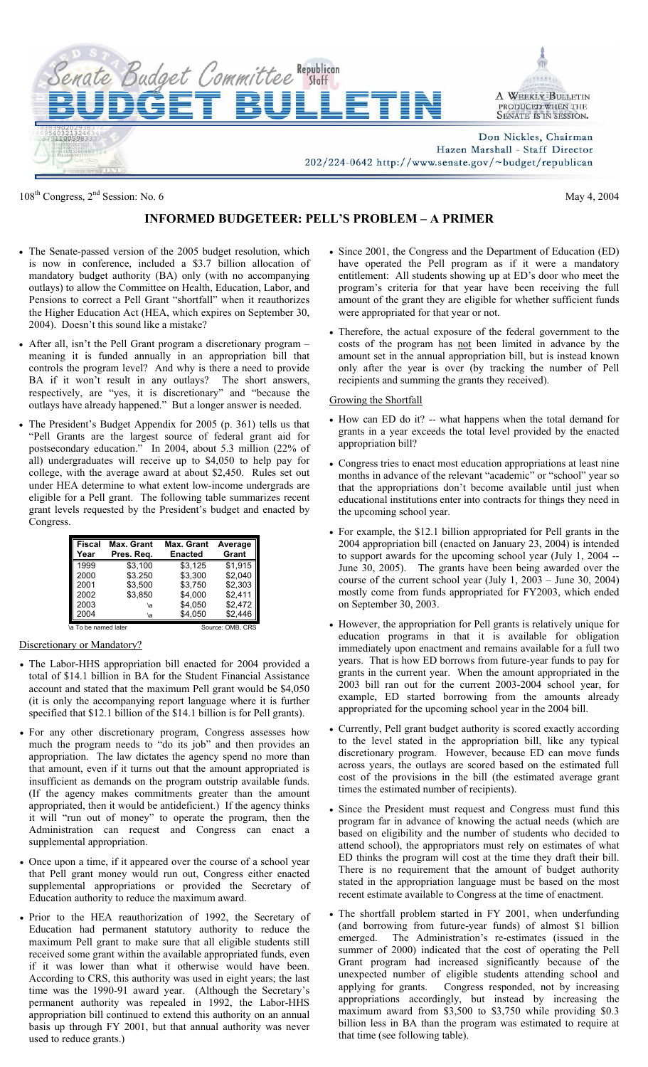# Senate Budget Committee Republican Staff BUDGET BULLETIN

A Weekly Bulletin produced when the Senate is in session.

Don Nickles, Chairman
Hazen Marshall - Staff Director
202/224-0642 http://www.senate.gov/~budget/republican

108th Congress, 2nd Session: No. 6

May 4, 2004

## INFORMED BUDGETEER: PELL'S PROBLEM – A PRIMER

- The Senate-passed version of the 2005 budget resolution, which is now in conference, included a $3.7 billion allocation of mandatory budget authority (BA) only (with no accompanying outlays) to allow the Committee on Health, Education, Labor, and Pensions to correct a Pell Grant "shortfall" when it reauthorizes the Higher Education Act (HEA, which expires on September 30, 2004). Doesn't this sound like a mistake?
- After all, isn't the Pell Grant program a discretionary program – meaning it is funded annually in an appropriation bill that controls the program level? And why is there a need to provide BA if it won't result in any outlays? The short answers, respectively, are "yes, it is discretionary" and "because the outlays have already happened." But a longer answer is needed.
- The President's Budget Appendix for 2005 (p. 361) tells us that "Pell Grants are the largest source of federal grant aid for postsecondary education." In 2004, about 5.3 million (22% of all) undergraduates will receive up to $4,050 to help pay for college, with the average award at about $2,450. Rules set out under HEA determine to what extent low-income undergrads are eligible for a Pell grant. The following table summarizes recent grant levels requested by the President's budget and enacted by Congress.

| Fiscal Year | Max. Grant Pres. Req. | Max. Grant Enacted | Average Grant |
|---|---|---|---|
| 1999 | $3,100 | $3,125 | $1,915 |
| 2000 | $3,250 | $3,300 | $2,040 |
| 2001 | $3,500 | $3,750 | $2,303 |
| 2002 | $3,850 | $4,000 | $2,411 |
| 2003 | \a | $4,050 | $2,472 |
| 2004 | \a | $4,050 | $2,446 |

\a To be named later — Source: OMB, CRS

### Discretionary or Mandatory?

- The Labor-HHS appropriation bill enacted for 2004 provided a total of $14.1 billion in BA for the Student Financial Assistance account and stated that the maximum Pell grant would be $4,050 (it is only the accompanying report language where it is further specified that $12.1 billion of the $14.1 billion is for Pell grants).
- For any other discretionary program, Congress assesses how much the program needs to "do its job" and then provides an appropriation. The law dictates the agency spend no more than that amount, even if it turns out that the amount appropriated is insufficient as demands on the program outstrip available funds. (If the agency makes commitments greater than the amount appropriated, then it would be antideficient.) If the agency thinks it will "run out of money" to operate the program, then the Administration can request and Congress can enact a supplemental appropriation.
- Once upon a time, if it appeared over the course of a school year that Pell grant money would run out, Congress either enacted supplemental appropriations or provided the Secretary of Education authority to reduce the maximum award.
- Prior to the HEA reauthorization of 1992, the Secretary of Education had permanent statutory authority to reduce the maximum Pell grant to make sure that all eligible students still received some grant within the available appropriated funds, even if it was lower than what it otherwise would have been. According to CRS, this authority was used in eight years; the last time was the 1990-91 award year. (Although the Secretary's permanent authority was repealed in 1992, the Labor-HHS appropriation bill continued to extend this authority on an annual basis up through FY 2001, but that annual authority was never used to reduce grants.)
- Since 2001, the Congress and the Department of Education (ED) have operated the Pell program as if it were a mandatory entitlement: All students showing up at ED's door who meet the program's criteria for that year have been receiving the full amount of the grant they are eligible for whether sufficient funds were appropriated for that year or not.
- Therefore, the actual exposure of the federal government to the costs of the program has not been limited in advance by the amount set in the annual appropriation bill, but is instead known only after the year is over (by tracking the number of Pell recipients and summing the grants they received).

### Growing the Shortfall

- How can ED do it? -- what happens when the total demand for grants in a year exceeds the total level provided by the enacted appropriation bill?
- Congress tries to enact most education appropriations at least nine months in advance of the relevant "academic" or "school" year so that the appropriations don't become available until just when educational institutions enter into contracts for things they need in the upcoming school year.
- For example, the $12.1 billion appropriated for Pell grants in the 2004 appropriation bill (enacted on January 23, 2004) is intended to support awards for the upcoming school year (July 1, 2004 -- June 30, 2005). The grants have been being awarded over the course of the current school year (July 1, 2003 – June 30, 2004) mostly come from funds appropriated for FY2003, which ended on September 30, 2003.
- However, the appropriation for Pell grants is relatively unique for education programs in that it is available for obligation immediately upon enactment and remains available for a full two years. That is how ED borrows from future-year funds to pay for grants in the current year. When the amount appropriated in the 2003 bill ran out for the current 2003-2004 school year, for example, ED started borrowing from the amounts already appropriated for the upcoming school year in the 2004 bill.
- Currently, Pell grant budget authority is scored exactly according to the level stated in the appropriation bill, like any typical discretionary program. However, because ED can move funds across years, the outlays are scored based on the estimated full cost of the provisions in the bill (the estimated average grant times the estimated number of recipients).
- Since the President must request and Congress must fund this program far in advance of knowing the actual needs (which are based on eligibility and the number of students who decided to attend school), the appropriators must rely on estimates of what ED thinks the program will cost at the time they draft their bill. There is no requirement that the amount of budget authority stated in the appropriation language must be based on the most recent estimate available to Congress at the time of enactment.
- The shortfall problem started in FY 2001, when underfunding (and borrowing from future-year funds) of almost $1 billion emerged. The Administration's re-estimates (issued in the summer of 2000) indicated that the cost of operating the Pell Grant program had increased significantly because of the unexpected number of eligible students attending school and applying for grants. Congress responded, not by increasing appropriations accordingly, but instead by increasing the maximum award from $3,500 to $3,750 while providing $0.3 billion less in BA than the program was estimated to require at that time (see following table).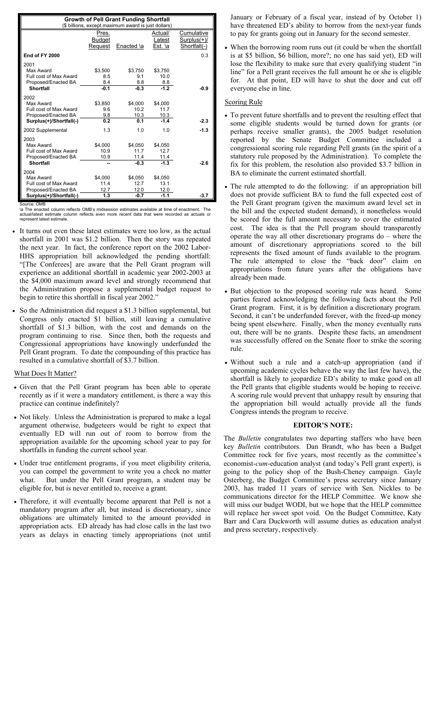**Growth of Pell Grant Funding Shortfall**
($ billions, except maximum award is just dollars)

| | Pres. Budget Request | Enacted \a | Actual/ Latest Est. \a | Cumulative Surplus(+)/ Shortfall(-) |
|---|---|---|---|---|
| **End of FY 2000** | | | | 0.3 |
| 2001 | | | | |
| Max Award | $3,500 | $3,750 | $3,750 | |
| Full cost of Max Award | 8.5 | 9.1 | 10.0 | |
| Proposed/Enacted BA | 8.4 | 8.8 | 8.8 | |
| **Shortfall** | **-0.1** | **-0.3** | **-1.2** | **-0.9** |
| 2002 | | | | |
| Max Award | $3,850 | $4,000 | $4,000 | |
| Full cost of Max Award | 9.6 | 10.2 | 11.7 | |
| Proposed/Enacted BA | 9.8 | 10.3 | 10.3 | |
| **Surplus(+)/Shortfall(-)** | **0.2** | **0.1** | **-1.4** | **-2.3** |
| 2002 Supplemental | 1.3 | 1.0 | 1.0 | **-1.3** |
| 2003 | | | | |
| Max Award | $4,000 | $4,050 | $4,050 | |
| Full cost of Max Award | 10.9 | 11.7 | 12.7 | |
| Proposed/Enacted BA | 10.9 | 11.4 | 11.4 | |
| **Shortfall** | **--** | **-0.3** | **-1.3** | **-2.6** |
| 2004 | | | | |
| Max Award | $4,000 | $4,050 | $4,050 | |
| Full cost of Max Award | 11.4 | 12.7 | 13.1 | |
| Proposed/Enacted BA | 12.7 | 12.0 | 12.0 | |
| **Surplus(+)/Shortfall(-)** | **1.3** | **-0.7** | **-1.1** | **-3.7** |

Source: OMB

\a The enacted column reflects OMB's midsession estimates available at time of enactment. The actual/latest estimate column reflects even more recent data that were recorded as actuals or represent latest estimate.

- It turns out even these latest estimates were too low, as the actual shortfall in 2001 was $1.2 billion. Then the story was repeated the next year. In fact, the conference report on the 2002 Labor-HHS appropriation bill acknowledged the pending shortfall: "[The Conferees] are aware that the Pell Grant program will experience an additional shortfall in academic year 2002-2003 at the $4,000 maximum award level and strongly recommend that the Administration propose a supplemental budget request to begin to retire this shortfall in fiscal year 2002."

- So the Administration did request a $1.3 billion supplemental, but Congress only enacted $1 billion, still leaving a cumulative shortfall of $1.3 billion, with the cost and demands on the program continuing to rise. Since then, both the requests and Congressional appropriations have knowingly underfunded the Pell Grant program. To date the compounding of this practice has resulted in a cumulative shortfall of $3.7 billion.

## What Does It Matter?

- Given that the Pell Grant program has been able to operate recently as if it were a mandatory entitlement, is there a way this practice can continue indefinitely?

- Not likely. Unless the Administration is prepared to make a legal argument otherwise, budgeteers would be right to expect that eventually ED will run out of room to borrow from the appropriation available for the upcoming school year to pay for shortfalls in funding the current school year.

- Under true entitlement programs, if you meet eligibility criteria, you can compel the government to write you a check no matter what. But under the Pell Grant program, a student may be eligible for, but is never entitled to, receive a grant.

- Therefore, it will eventually become apparent that Pell is not a mandatory program after all, but instead is discretionary, since obligations are ultimately limited to the amount provided in appropriation acts. ED already has had close calls in the last two years as delays in enacting timely appropriations (not until January or February of a fiscal year, instead of by October 1) have threatened ED's ability to borrow from the next-year funds to pay for grants going out in January for the second semester.

- When the borrowing room runs out (it could be when the shortfall is at $5 billion, $6 billion, more?; no one has said yet), ED will lose the flexibility to make sure that every qualifying student "in line" for a Pell grant receives the full amount he or she is eligible for. At that point, ED will have to shut the door and cut off everyone else in line.

## Scoring Rule

- To prevent future shortfalls and to prevent the resulting effect that some eligible students would be turned down for grants (or perhaps receive smaller grants), the 2005 budget resolution reported by the Senate Budget Committee included a congressional scoring rule regarding Pell grants (in the spirit of a statutory rule proposed by the Administration). To complete the fix for this problem, the resolution also provided $3.7 billion in BA to eliminate the current estimated shortfall.

- The rule attempted to do the following: if an appropriation bill does not provide sufficient BA to fund the full expected cost of the Pell Grant program (given the maximum award level set in the bill and the expected student demand), it nonetheless would be scored for the full amount necessary to cover the estimated cost. The idea is that the Pell program should transparently operate the way all other discretionary programs do – where the amount of discretionary appropriations scored to the bill represents the fixed amount of funds available to the program. The rule attempted to close the "back door" claim on appropriations from future years after the obligations have already been made.

- But objection to the proposed scoring rule was heard. Some parties feared acknowledging the following facts about the Pell Grant program. First, it is by definition a discretionary program. Second, it can't be underfunded forever, with the freed-up money being spent elsewhere. Finally, when the money eventually runs out, there will be no grants. Despite these facts, an amendment was successfully offered on the Senate floor to strike the scoring rule.

- Without such a rule and a catch-up appropriation (and if upcoming academic cycles behave the way the last few have), the shortfall is likely to jeopardize ED's ability to make good on all the Pell grants that eligible students would be hoping to receive. A scoring rule would prevent that unhappy result by ensuring that the appropriation bill would actually provide all the funds Congress intends the program to receive.

## EDITOR'S NOTE:

The *Bulletin* congratulates two departing staffers who have been key *Bulletin* contributors. Dan Brandt, who has been a Budget Committee rock for five years, most recently as the committee's economist-*cum*-education analyst (and today's Pell grant expert), is going to the policy shop of the Bush-Cheney campaign. Gayle Osterberg, the Budget Committee's press secretary since January 2003, has traded 11 years of service with Sen. Nickles to be communications director for the HELP Committee. We know she will miss our budget WODI, but we hope that the HELP committee will replace her sweet spot void. On the Budget Committee, Katy Barr and Cara Duckworth will assume duties as education analyst and press secretary, respectively.